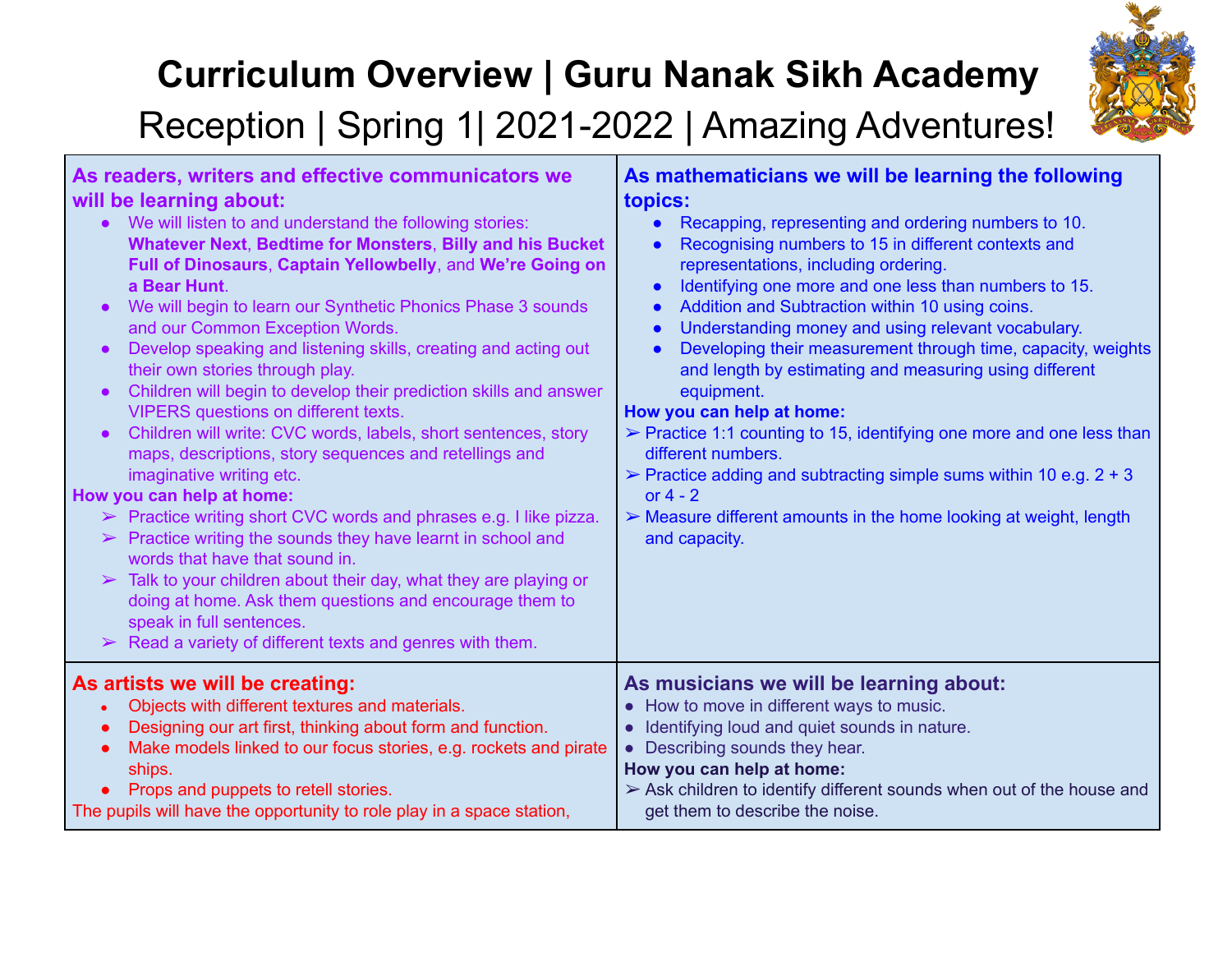# Curriculum Overview | Guru Nanak Sikh Academy

## Reception | Spring 1| 2021-2022 | Amazing Adventures!

### As readers, writers and effective communicators we will be learning about:

- We will listen to and understand the following stories: **Whatever Next**, **Bedtime for Monsters**, **Billy and his Bucket Full of Dinosaurs**, **Captain Yellowbelly**, and **We're Going on a Bear Hunt**.
- We will begin to learn our Synthetic Phonics Phase 3 sounds and our Common Exception Words.
- Develop speaking and listening skills, creating and acting out their own stories through play.
- Children will begin to develop their prediction skills and answer VIPERS questions on different texts.
- Children will write: CVC words, labels, short sentences, story maps, descriptions, story sequences and retellings and imaginative writing etc.

**How you can help at home:**

- ➢ Practice writing short CVC words and phrases e.g. I like pizza.
- ➢ Practice writing the sounds they have learnt in school and words that have that sound in.
- ➢ Talk to your children about their day, what they are playing or doing at home. Ask them questions and encourage them to speak in full sentences.
- ➢ Read a variety of different texts and genres with them.

### As mathematicians we will be learning the following topics:

- Recapping, representing and ordering numbers to 10.
- Recognising numbers to 15 in different contexts and representations, including ordering.
- Identifying one more and one less than numbers to 15.
- Addition and Subtraction within 10 using coins.
- Understanding money and using relevant vocabulary.
- Developing their measurement through time, capacity, weights and length by estimating and measuring using different equipment.

**How you can help at home:**

- ➢ Practice 1:1 counting to 15, identifying one more and one less than different numbers.
- ➢ Practice adding and subtracting simple sums within 10 e.g. 2 + 3 or 4 - 2
- ➢ Measure different amounts in the home looking at weight, length and capacity.

### As artists we will be creating:

- Objects with different textures and materials.
- Designing our art first, thinking about form and function.
- Make models linked to our focus stories, e.g. rockets and pirate ships.
- Props and puppets to retell stories.

The pupils will have the opportunity to role play in a space station,

### As musicians we will be learning about:

- How to move in different ways to music.
- Identifying loud and quiet sounds in nature.
- Describing sounds they hear.

**How you can help at home:**

- ➢ Ask children to identify different sounds when out of the house and get them to describe the noise.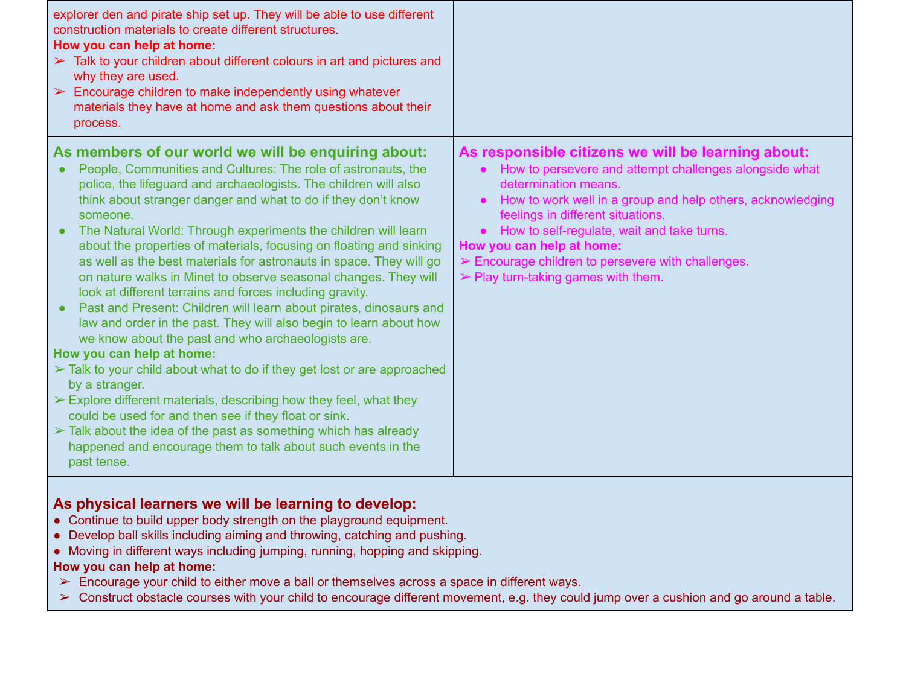explorer den and pirate ship set up. They will be able to use different construction materials to create different structures.

**How you can help at home:**

- ➢ Talk to your children about different colours in art and pictures and why they are used.
- ➢ Encourage children to make independently using whatever materials they have at home and ask them questions about their process.

## As members of our world we will be enquiring about:

- People, Communities and Cultures: The role of astronauts, the police, the lifeguard and archaeologists. The children will also think about stranger danger and what to do if they don't know someone.
- The Natural World: Through experiments the children will learn about the properties of materials, focusing on floating and sinking as well as the best materials for astronauts in space. They will go on nature walks in Minet to observe seasonal changes. They will look at different terrains and forces including gravity.
- Past and Present: Children will learn about pirates, dinosaurs and law and order in the past. They will also begin to learn about how we know about the past and who archaeologists are.

**How you can help at home:**

- ➢ Talk to your child about what to do if they get lost or are approached by a stranger.
- ➢ Explore different materials, describing how they feel, what they could be used for and then see if they float or sink.
- ➢ Talk about the idea of the past as something which has already happened and encourage them to talk about such events in the past tense.

## As responsible citizens we will be learning about:

- How to persevere and attempt challenges alongside what determination means.
- How to work well in a group and help others, acknowledging feelings in different situations.
- How to self-regulate, wait and take turns.

**How you can help at home:**

- ➢ Encourage children to persevere with challenges.
- ➢ Play turn-taking games with them.

## As physical learners we will be learning to develop:

- Continue to build upper body strength on the playground equipment.
- Develop ball skills including aiming and throwing, catching and pushing.
- Moving in different ways including jumping, running, hopping and skipping.

**How you can help at home:**

- ➢ Encourage your child to either move a ball or themselves across a space in different ways.
- ➢ Construct obstacle courses with your child to encourage different movement, e.g. they could jump over a cushion and go around a table.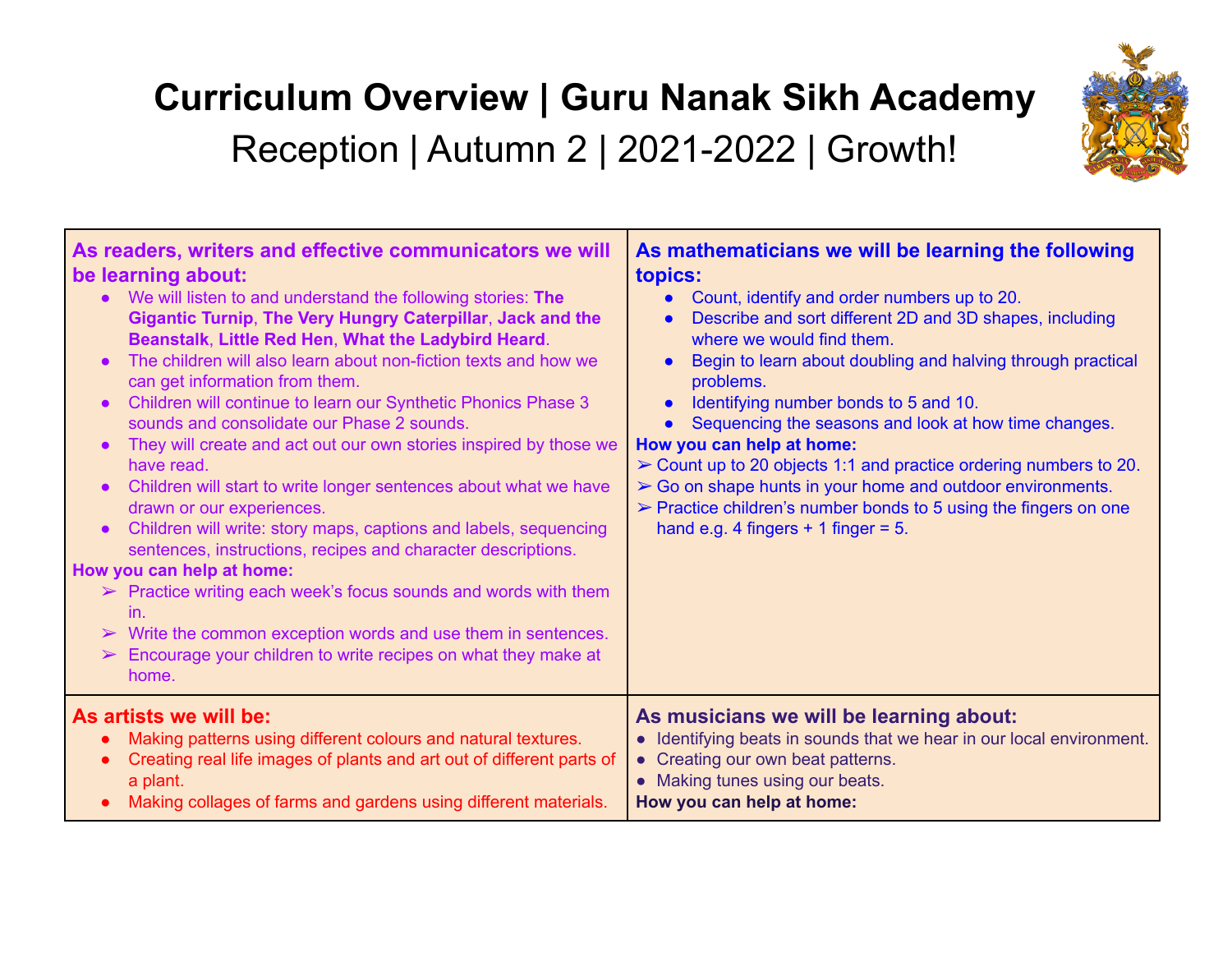# Curriculum Overview | Guru Nanak Sikh Academy

## Reception | Autumn 2 | 2021-2022 | Growth!

### As readers, writers and effective communicators we will be learning about:

- We will listen to and understand the following stories: **The Gigantic Turnip**, **The Very Hungry Caterpillar**, **Jack and the Beanstalk**, **Little Red Hen**, **What the Ladybird Heard**.
- The children will also learn about non-fiction texts and how we can get information from them.
- Children will continue to learn our Synthetic Phonics Phase 3 sounds and consolidate our Phase 2 sounds.
- They will create and act out our own stories inspired by those we have read.
- Children will start to write longer sentences about what we have drawn or our experiences.
- Children will write: story maps, captions and labels, sequencing sentences, instructions, recipes and character descriptions.

**How you can help at home:**

- ➢ Practice writing each week's focus sounds and words with them in.
- ➢ Write the common exception words and use them in sentences.
- ➢ Encourage your children to write recipes on what they make at home.

### As mathematicians we will be learning the following topics:

- Count, identify and order numbers up to 20.
- Describe and sort different 2D and 3D shapes, including where we would find them.
- Begin to learn about doubling and halving through practical problems.
- Identifying number bonds to 5 and 10.
- Sequencing the seasons and look at how time changes.

**How you can help at home:**

- ➢ Count up to 20 objects 1:1 and practice ordering numbers to 20.
- ➢ Go on shape hunts in your home and outdoor environments.
- ➢ Practice children's number bonds to 5 using the fingers on one hand e.g. 4 fingers + 1 finger = 5.

### As artists we will be:

- Making patterns using different colours and natural textures.
- Creating real life images of plants and art out of different parts of a plant.
- Making collages of farms and gardens using different materials.

### As musicians we will be learning about:

- Identifying beats in sounds that we hear in our local environment.
- Creating our own beat patterns.
- Making tunes using our beats.

**How you can help at home:**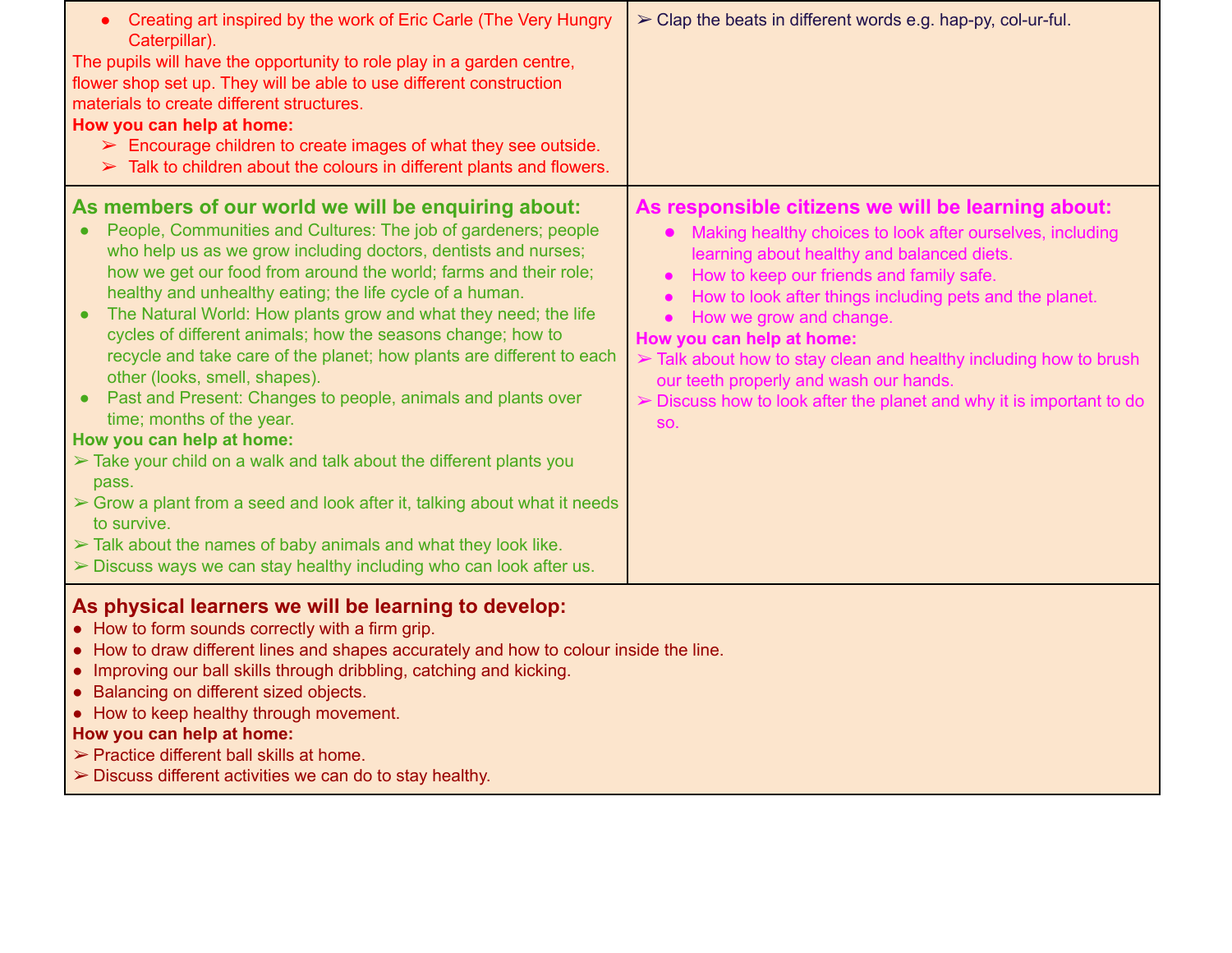- Creating art inspired by the work of Eric Carle (The Very Hungry Caterpillar).

The pupils will have the opportunity to role play in a garden centre, flower shop set up. They will be able to use different construction materials to create different structures.

**How you can help at home:**

- ➢ Encourage children to create images of what they see outside.
- ➢ Talk to children about the colours in different plants and flowers.

- ➢ Clap the beats in different words e.g. hap-py, col-ur-ful.

## As members of our world we will be enquiring about:

- People, Communities and Cultures: The job of gardeners; people who help us as we grow including doctors, dentists and nurses; how we get our food from around the world; farms and their role; healthy and unhealthy eating; the life cycle of a human.
- The Natural World: How plants grow and what they need; the life cycles of different animals; how the seasons change; how to recycle and take care of the planet; how plants are different to each other (looks, smell, shapes).
- Past and Present: Changes to people, animals and plants over time; months of the year.

**How you can help at home:**

- ➢ Take your child on a walk and talk about the different plants you pass.
- ➢ Grow a plant from a seed and look after it, talking about what it needs to survive.
- ➢ Talk about the names of baby animals and what they look like.
- ➢ Discuss ways we can stay healthy including who can look after us.

## As responsible citizens we will be learning about:

- Making healthy choices to look after ourselves, including learning about healthy and balanced diets.
- How to keep our friends and family safe.
- How to look after things including pets and the planet.
- How we grow and change.

**How you can help at home:**

- ➢ Talk about how to stay clean and healthy including how to brush our teeth properly and wash our hands.
- ➢ Discuss how to look after the planet and why it is important to do so.

## As physical learners we will be learning to develop:

- How to form sounds correctly with a firm grip.
- How to draw different lines and shapes accurately and how to colour inside the line.
- Improving our ball skills through dribbling, catching and kicking.
- Balancing on different sized objects.
- How to keep healthy through movement.

**How you can help at home:**

- ➢ Practice different ball skills at home.
- ➢ Discuss different activities we can do to stay healthy.